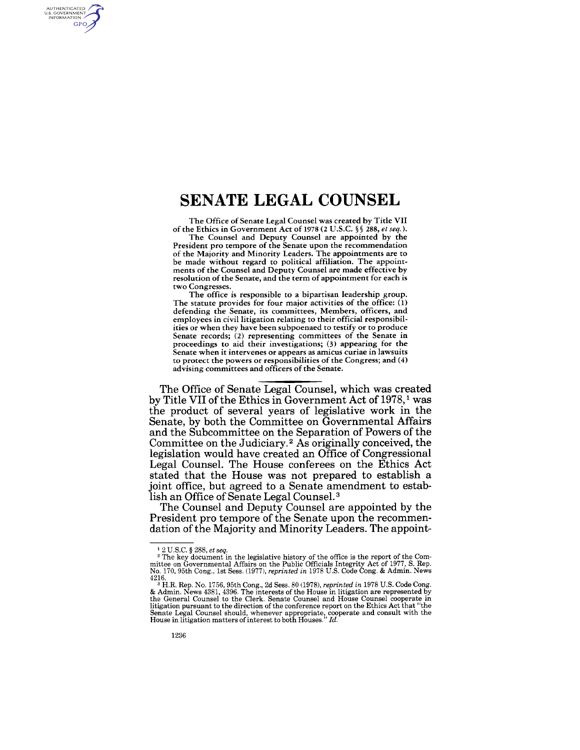# SENATE LEGAL COUNSEL

The Office of Senate Legal Counsel was created by Title VII of the Ethics in Government Act of 1978 (2 U.S.C. §§ 288, *et seq.*).

The Counsel and Deputy Counsel are appointed by the President pro tempore of the Senate upon the recommendation of the Majority and Minority Leaders. The appointments are to be made without regard to political affiliation. The appointments of the Counsel and Deputy Counsel are made effective by resolution of the Senate, and the term of appointment for each is two Congresses.

The office is responsible to a bipartisan leadership group. The statute provides for four major activities of the office: (1) defending the Senate, its committees, Members, officers, and employees in civil litigation relating to their official responsibilities or when they have been subpoenaed to testify or to produce Senate records; (2) representing committees of the Senate in proceedings to aid their investigations; (3) appearing for the Senate when it intervenes or appears as amicus curiae in lawsuits to protect the powers or responsibilities of the Congress; and (4) advising committees and officers of the Senate.

---

The Office of Senate Legal Counsel, which was created by Title VII of the Ethics in Government Act of 1978,[1] was the product of several years of legislative work in the Senate, by both the Committee on Governmental Affairs and the Subcommittee on the Separation of Powers of the Committee on the Judiciary.[2] As originally conceived, the legislation would have created an Office of Congressional Legal Counsel. The House conferees on the Ethics Act stated that the House was not prepared to establish a joint office, but agreed to a Senate amendment to establish an Office of Senate Legal Counsel.[3]

The Counsel and Deputy Counsel are appointed by the President pro tempore of the Senate upon the recommendation of the Majority and Minority Leaders. The appoint-

---

[1] 2 U.S.C. § 288, *et seq.*

[2] The key document in the legislative history of the office is the report of the Committee on Governmental Affairs on the Public Officials Integrity Act of 1977, S. Rep. No. 170, 95th Cong., 1st Sess. (1977), *reprinted in* 1978 U.S. Code Cong. & Admin. News 4216.

[3] H.R. Rep. No. 1756, 95th Cong., 2d Sess. 80 (1978), *reprinted in* 1978 U.S. Code Cong. & Admin. News 4381, 4396. The interests of the House in litigation are represented by the General Counsel to the Clerk. Senate Counsel and House Counsel cooperate in litigation pursuant to the direction of the conference report on the Ethics Act that "the Senate Legal Counsel should, whenever appropriate, cooperate and consult with the House in litigation matters of interest to both Houses." *Id.*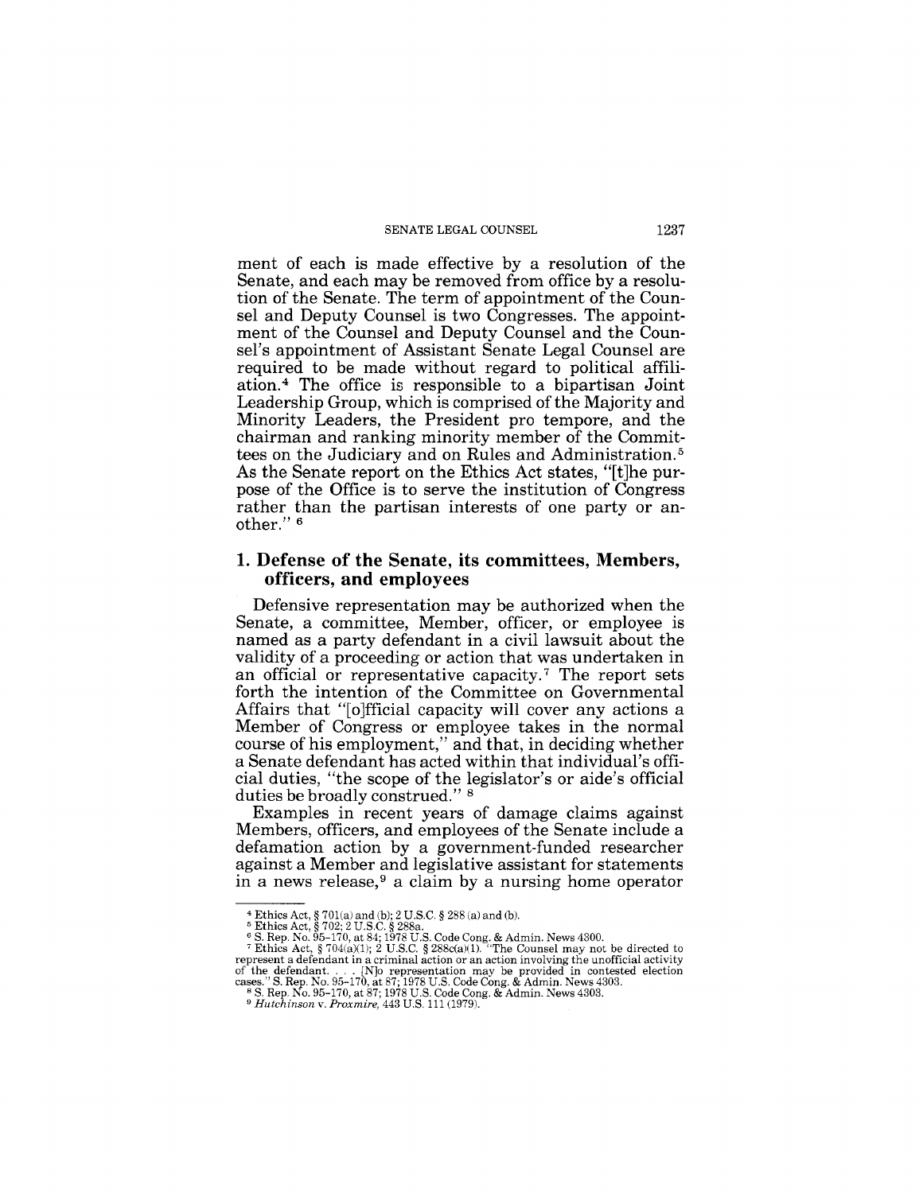ment of each is made effective by a resolution of the Senate, and each may be removed from office by a resolution of the Senate. The term of appointment of the Counsel and Deputy Counsel is two Congresses. The appointment of the Counsel and Deputy Counsel and the Counsel's appointment of Assistant Senate Legal Counsel are required to be made without regard to political affiliation.[4] The office is responsible to a bipartisan Joint Leadership Group, which is comprised of the Majority and Minority Leaders, the President pro tempore, and the chairman and ranking minority member of the Committees on the Judiciary and on Rules and Administration.[5] As the Senate report on the Ethics Act states, "[t]he purpose of the Office is to serve the institution of Congress rather than the partisan interests of one party or another." [6]

## 1. Defense of the Senate, its committees, Members, officers, and employees

Defensive representation may be authorized when the Senate, a committee, Member, officer, or employee is named as a party defendant in a civil lawsuit about the validity of a proceeding or action that was undertaken in an official or representative capacity.[7] The report sets forth the intention of the Committee on Governmental Affairs that "[o]fficial capacity will cover any actions a Member of Congress or employee takes in the normal course of his employment," and that, in deciding whether a Senate defendant has acted within that individual's official duties, "the scope of the legislator's or aide's official duties be broadly construed." [8]

Examples in recent years of damage claims against Members, officers, and employees of the Senate include a defamation action by a government-funded researcher against a Member and legislative assistant for statements in a news release,[9] a claim by a nursing home operator

---

[4] Ethics Act, § 701(a) and (b); 2 U.S.C. § 288 (a) and (b).

[5] Ethics Act, § 702; 2 U.S.C. § 288a.

[6] S. Rep. No. 95-170, at 84; 1978 U.S. Code Cong. & Admin. News 4300.

[7] Ethics Act, § 704(a)(1); 2 U.S.C. § 288c(a)(1). "The Counsel may not be directed to represent a defendant in a criminal action or an action involving the unofficial activity of the defendant. . . . [N]o representation may be provided in contested election cases." S. Rep. No. 95-170, at 87; 1978 U.S. Code Cong. & Admin. News 4303.

[8] S. Rep. No. 95-170, at 87; 1978 U.S. Code Cong. & Admin. News 4303.

[9] *Hutchinson* v. *Proxmire*, 443 U.S. 111 (1979).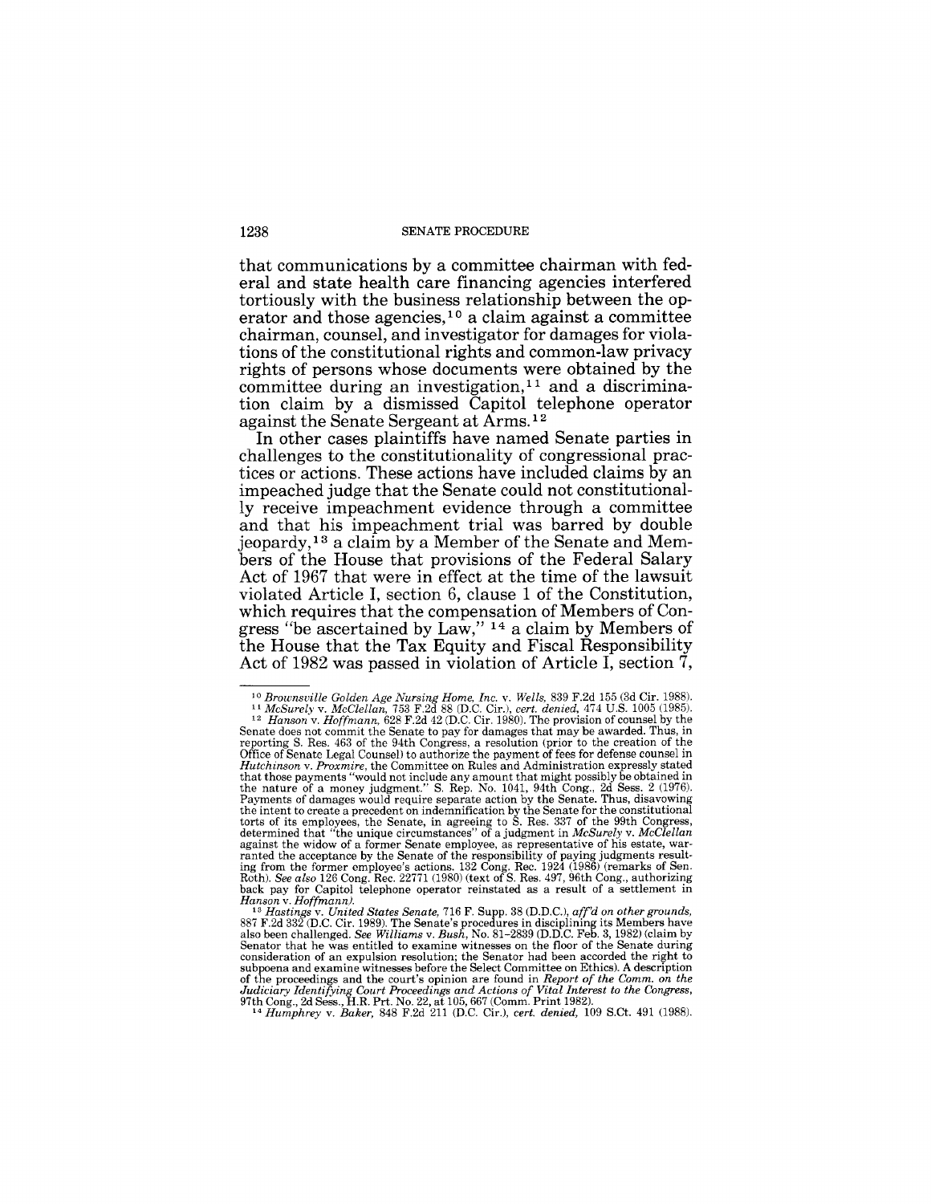that communications by a committee chairman with federal and state health care financing agencies interfered tortiously with the business relationship between the operator and those agencies,[10] a claim against a committee chairman, counsel, and investigator for damages for violations of the constitutional rights and common-law privacy rights of persons whose documents were obtained by the committee during an investigation,[11] and a discrimination claim by a dismissed Capitol telephone operator against the Senate Sergeant at Arms.[12]

In other cases plaintiffs have named Senate parties in challenges to the constitutionality of congressional practices or actions. These actions have included claims by an impeached judge that the Senate could not constitutionally receive impeachment evidence through a committee and that his impeachment trial was barred by double jeopardy,[13] a claim by a Member of the Senate and Members of the House that provisions of the Federal Salary Act of 1967 that were in effect at the time of the lawsuit violated Article I, section 6, clause 1 of the Constitution, which requires that the compensation of Members of Congress "be ascertained by Law," [14] a claim by Members of the House that the Tax Equity and Fiscal Responsibility Act of 1982 was passed in violation of Article I, section 7,

---

[10] *Brownsville Golden Age Nursing Home, Inc.* v. *Wells,* 839 F.2d 155 (3d Cir. 1988).

[11] *McSurely* v. *McClellan,* 753 F.2d 88 (D.C. Cir.), *cert. denied,* 474 U.S. 1005 (1985).

[12] *Hanson* v. *Hoffmann,* 628 F.2d 42 (D.C. Cir. 1980). The provision of counsel by the Senate does not commit the Senate to pay for damages that may be awarded. Thus, in reporting S. Res. 463 of the 94th Congress, a resolution (prior to the creation of the Office of Senate Legal Counsel) to authorize the payment of fees for defense counsel in *Hutchinson* v. *Proxmire,* the Committee on Rules and Administration expressly stated that those payments "would not include any amount that might possibly be obtained in the nature of a money judgment." S. Rep. No. 1041, 94th Cong., 2d Sess. 2 (1976). Payments of damages would require separate action by the Senate. Thus, disavowing the intent to create a precedent on indemnification by the Senate for the constitutional torts of its employees, the Senate, in agreeing to S. Res. 337 of the 99th Congress, determined that "the unique circumstances" of a judgment in *McSurely* v. *McClellan* against the widow of a former Senate employee, as representative of his estate, warranted the acceptance by the Senate of the responsibility of paying judgments resulting from the former employee's actions. 132 Cong. Rec. 1924 (1986) (remarks of Sen. Roth). *See also* 126 Cong. Rec. 22771 (1980) (text of S. Res. 497, 96th Cong., authorizing back pay for Capitol telephone operator reinstated as a result of a settlement in *Hanson* v. *Hoffmann).*

[13] *Hastings* v. *United States Senate,* 716 F. Supp. 38 (D.D.C.), *aff'd on other grounds,* 887 F.2d 332 (D.C. Cir. 1989). The Senate's procedures in disciplining its Members have also been challenged. *See Williams* v. *Bush,* No. 81–2839 (D.D.C. Feb. 3, 1982) (claim by Senator that he was entitled to examine witnesses on the floor of the Senate during consideration of an expulsion resolution; the Senator had been accorded the right to subpoena and examine witnesses before the Select Committee on Ethics). A description of the proceedings and the court's opinion are found in *Report of the Comm. on the Judiciary Identifying Court Proceedings and Actions of Vital Interest to the Congress,* 97th Cong., 2d Sess., H.R. Prt. No. 22, at 105, 667 (Comm. Print 1982).

[14] *Humphrey* v. *Baker,* 848 F.2d 211 (D.C. Cir.), *cert. denied,* 109 S.Ct. 491 (1988).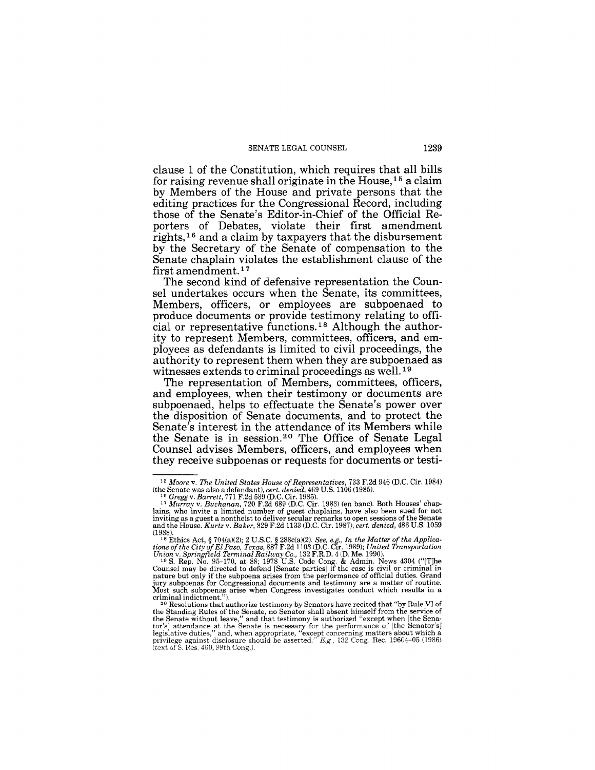clause 1 of the Constitution, which requires that all bills for raising revenue shall originate in the House,[15] a claim by Members of the House and private persons that the editing practices for the Congressional Record, including those of the Senate's Editor-in-Chief of the Official Reporters of Debates, violate their first amendment rights,[16] and a claim by taxpayers that the disbursement by the Secretary of the Senate of compensation to the Senate chaplain violates the establishment clause of the first amendment.[17]

The second kind of defensive representation the Counsel undertakes occurs when the Senate, its committees, Members, officers, or employees are subpoenaed to produce documents or provide testimony relating to official or representative functions.[18] Although the authority to represent Members, committees, officers, and employees as defendants is limited to civil proceedings, the authority to represent them when they are subpoenaed as witnesses extends to criminal proceedings as well.[19]

The representation of Members, committees, officers, and employees, when their testimony or documents are subpoenaed, helps to effectuate the Senate's power over the disposition of Senate documents, and to protect the Senate's interest in the attendance of its Members while the Senate is in session.[20] The Office of Senate Legal Counsel advises Members, officers, and employees when they receive subpoenas or requests for documents or testi-

---

[15] *Moore* v. *The United States House of Representatives*, 733 F.2d 946 (D.C. Cir. 1984) (the Senate was also a defendant), *cert. denied*, 469 U.S. 1106 (1985).

[16] *Gregg* v. *Barrett*, 771 F.2d 539 (D.C. Cir. 1985).

[17] *Murray* v. *Buchanan*, 720 F.2d 689 (D.C. Cir. 1983) (en banc). Both Houses' chaplains, who invite a limited number of guest chaplains, have also been sued for not inviting as a guest a nontheist to deliver secular remarks to open sessions of the Senate and the House. *Kurtz* v. *Baker*, 829 F.2d 1133 (D.C. Cir. 1987), *cert. denied*, 486 U.S. 1059 (1988).

[18] Ethics Act, § 704(a)(2); 2 U.S.C. § 288c(a)(2). *See, e.g., In the Matter of the Applications of the City of El Paso, Texas*, 887 F.2d 1103 (D.C. Cir. 1989); *United Transportation Union* v. *Springfield Terminal Railway Co.*, 132 F.R.D. 4 (D. Me. 1990).

[19] S. Rep. No. 95-170, at 88; 1978 U.S. Code Cong. & Admin. News 4304 ("[T]he Counsel may be directed to defend [Senate parties] if the case is civil or criminal in nature but only if the subpoena arises from the performance of official duties. Grand jury subpoenas for Congressional documents and testimony are a matter of routine. Most such subpoenas arise when Congress investigates conduct which results in a criminal indictment.").

[20] Resolutions that authorize testimony by Senators have recited that "by Rule VI of the Standing Rules of the Senate, no Senator shall absent himself from the service of the Senate without leave," and that testimony is authorized "except when [the Senator's] attendance at the Senate is necessary for the performance of [the Senator's] legislative duties," and, when appropriate, "except concerning matters about which a privilege against disclosure should be asserted." *E.g.*, 132 Cong. Rec. 19604–05 (1986) (text of S. Res. 460, 99th Cong.).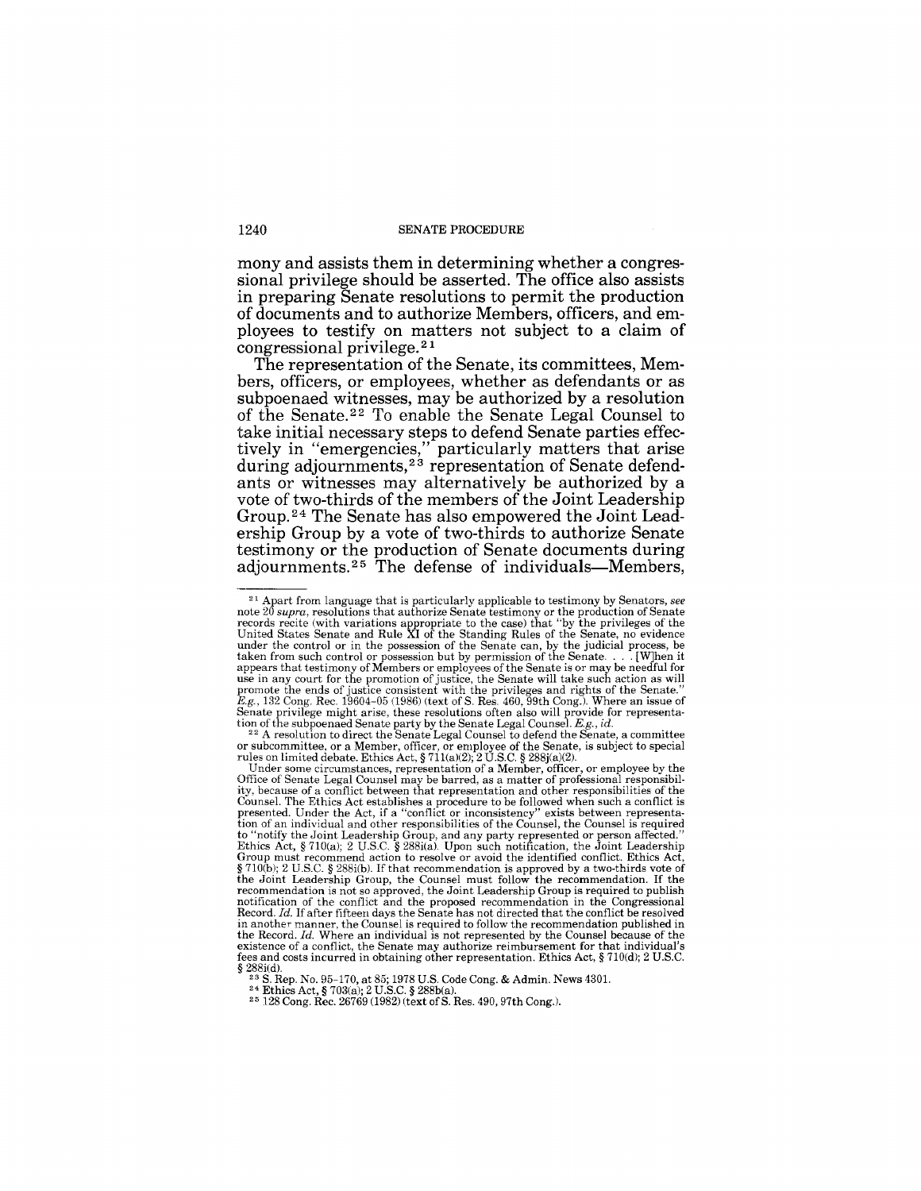mony and assists them in determining whether a congressional privilege should be asserted. The office also assists in preparing Senate resolutions to permit the production of documents and to authorize Members, officers, and employees to testify on matters not subject to a claim of congressional privilege.[21]

The representation of the Senate, its committees, Members, officers, or employees, whether as defendants or as subpoenaed witnesses, may be authorized by a resolution of the Senate.[22] To enable the Senate Legal Counsel to take initial necessary steps to defend Senate parties effectively in "emergencies," particularly matters that arise during adjournments,[23] representation of Senate defendants or witnesses may alternatively be authorized by a vote of two-thirds of the members of the Joint Leadership Group.[24] The Senate has also empowered the Joint Leadership Group by a vote of two-thirds to authorize Senate testimony or the production of Senate documents during adjournments.[25] The defense of individuals—Members,

---

[21] Apart from language that is particularly applicable to testimony by Senators, *see* note 20 *supra*, resolutions that authorize Senate testimony or the production of Senate records recite (with variations appropriate to the case) that "by the privileges of the United States Senate and Rule XI of the Standing Rules of the Senate, no evidence under the control or in the possession of the Senate can, by the judicial process, be taken from such control or possession but by permission of the Senate. . . . [W]hen it appears that testimony of Members or employees of the Senate is or may be needful for use in any court for the promotion of justice, the Senate will take such action as will promote the ends of justice consistent with the privileges and rights of the Senate." *E.g.*, 132 Cong. Rec. 19604–05 (1986) (text of S. Res. 460, 99th Cong.). Where an issue of Senate privilege might arise, these resolutions often also will provide for representation of the subpoenaed Senate party by the Senate Legal Counsel. *E.g.*, *id.*

[22] A resolution to direct the Senate Legal Counsel to defend the Senate, a committee or subcommittee, or a Member, officer, or employee of the Senate, is subject to special rules on limited debate. Ethics Act, § 711(a)(2); 2 U.S.C. § 288j(a)(2).

Under some circumstances, representation of a Member, officer, or employee by the Office of Senate Legal Counsel may be barred, as a matter of professional responsibility, because of a conflict between that representation and other responsibilities of the Counsel. The Ethics Act establishes a procedure to be followed when such a conflict is presented. Under the Act, if a "conflict or inconsistency" exists between representation of an individual and other responsibilities of the Counsel, the Counsel is required to "notify the Joint Leadership Group, and any party represented or person affected." Ethics Act, § 710(a); 2 U.S.C. § 288i(a). Upon such notification, the Joint Leadership Group must recommend action to resolve or avoid the identified conflict. Ethics Act, § 710(b); 2 U.S.C. § 288i(b). If that recommendation is approved by a two-thirds vote of the Joint Leadership Group, the Counsel must follow the recommendation. If the recommendation is not so approved, the Joint Leadership Group is required to publish notification of the conflict and the proposed recommendation in the Congressional Record. *Id.* If after fifteen days the Senate has not directed that the conflict be resolved in another manner, the Counsel is required to follow the recommendation published in the Record. *Id.* Where an individual is not represented by the Counsel because of the existence of a conflict, the Senate may authorize reimbursement for that individual's fees and costs incurred in obtaining other representation. Ethics Act, § 710(d); 2 U.S.C. § 288i(d).

[23] S. Rep. No. 95–170, at 85; 1978 U.S. Code Cong. & Admin. News 4301.

[24] Ethics Act, § 703(a); 2 U.S.C. § 288b(a).

[25] 128 Cong. Rec. 26769 (1982) (text of S. Res. 490, 97th Cong.).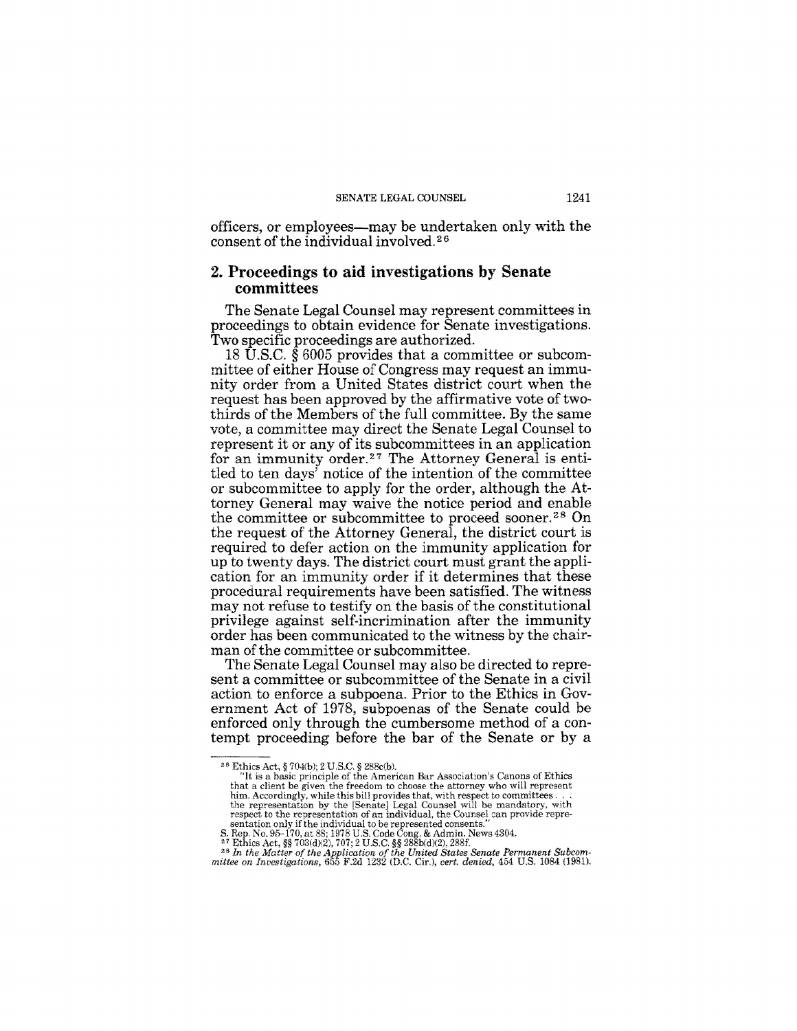officers, or employees—may be undertaken only with the consent of the individual involved.[26]

## 2. Proceedings to aid investigations by Senate committees

The Senate Legal Counsel may represent committees in proceedings to obtain evidence for Senate investigations. Two specific proceedings are authorized.

18 U.S.C. § 6005 provides that a committee or subcommittee of either House of Congress may request an immunity order from a United States district court when the request has been approved by the affirmative vote of two-thirds of the Members of the full committee. By the same vote, a committee may direct the Senate Legal Counsel to represent it or any of its subcommittees in an application for an immunity order.[27] The Attorney General is entitled to ten days' notice of the intention of the committee or subcommittee to apply for the order, although the Attorney General may waive the notice period and enable the committee or subcommittee to proceed sooner.[28] On the request of the Attorney General, the district court is required to defer action on the immunity application for up to twenty days. The district court must grant the application for an immunity order if it determines that these procedural requirements have been satisfied. The witness may not refuse to testify on the basis of the constitutional privilege against self-incrimination after the immunity order has been communicated to the witness by the chairman of the committee or subcommittee.

The Senate Legal Counsel may also be directed to represent a committee or subcommittee of the Senate in a civil action to enforce a subpoena. Prior to the Ethics in Government Act of 1978, subpoenas of the Senate could be enforced only through the cumbersome method of a contempt proceeding before the bar of the Senate or by a

---

[26] Ethics Act, § 704(b); 2 U.S.C. § 288c(b).

"It is a basic principle of the American Bar Association's Canons of Ethics that a client be given the freedom to choose the attorney who will represent him. Accordingly, while this bill provides that, with respect to committees . . . the representation by the [Senate] Legal Counsel will be mandatory, with respect to the representation of an individual, the Counsel can provide representation only if the individual to be represented consents."

S. Rep. No. 95-170, at 88; 1978 U.S. Code Cong. & Admin. News 4304.

[27] Ethics Act, §§ 703(d)(2), 707; 2 U.S.C. §§ 288b(d)(2), 288f.

[28] *In the Matter of the Application of the United States Senate Permanent Subcommittee on Investigations*, 655 F.2d 1232 (D.C. Cir.), *cert. denied*, 454 U.S. 1084 (1981).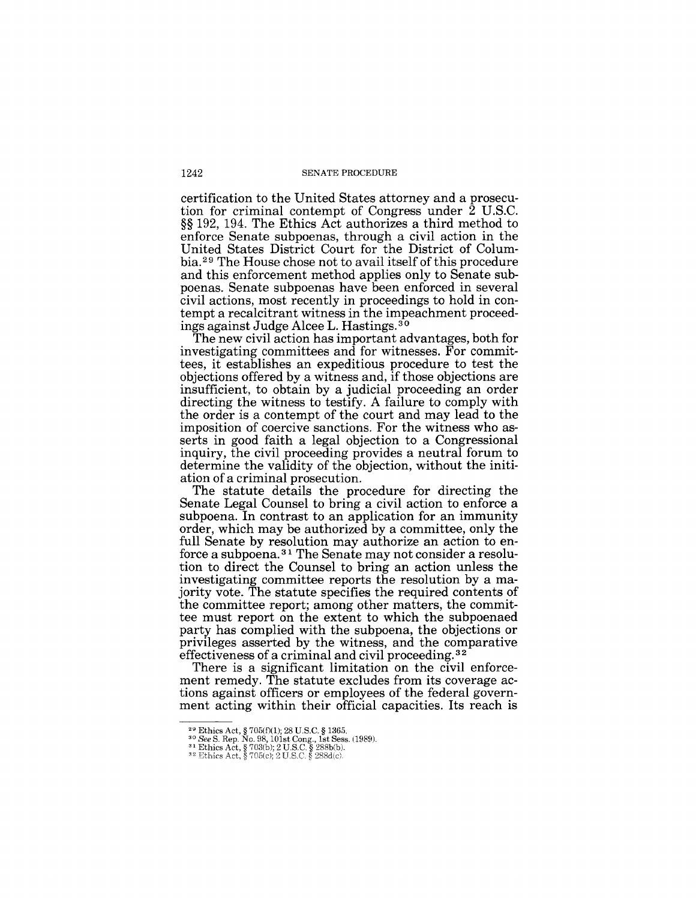certification to the United States attorney and a prosecution for criminal contempt of Congress under 2 U.S.C. §§ 192, 194. The Ethics Act authorizes a third method to enforce Senate subpoenas, through a civil action in the United States District Court for the District of Columbia.[29] The House chose not to avail itself of this procedure and this enforcement method applies only to Senate subpoenas. Senate subpoenas have been enforced in several civil actions, most recently in proceedings to hold in contempt a recalcitrant witness in the impeachment proceedings against Judge Alcee L. Hastings.[30]

The new civil action has important advantages, both for investigating committees and for witnesses. For committees, it establishes an expeditious procedure to test the objections offered by a witness and, if those objections are insufficient, to obtain by a judicial proceeding an order directing the witness to testify. A failure to comply with the order is a contempt of the court and may lead to the imposition of coercive sanctions. For the witness who asserts in good faith a legal objection to a Congressional inquiry, the civil proceeding provides a neutral forum to determine the validity of the objection, without the initiation of a criminal prosecution.

The statute details the procedure for directing the Senate Legal Counsel to bring a civil action to enforce a subpoena. In contrast to an application for an immunity order, which may be authorized by a committee, only the full Senate by resolution may authorize an action to enforce a subpoena.[31] The Senate may not consider a resolution to direct the Counsel to bring an action unless the investigating committee reports the resolution by a majority vote. The statute specifies the required contents of the committee report; among other matters, the committee must report on the extent to which the subpoenaed party has complied with the subpoena, the objections or privileges asserted by the witness, and the comparative effectiveness of a criminal and civil proceeding.[32]

There is a significant limitation on the civil enforcement remedy. The statute excludes from its coverage actions against officers or employees of the federal government acting within their official capacities. Its reach is

---

[29] Ethics Act, § 705(f)(1); 28 U.S.C. § 1365.

[30] *See* S. Rep. No. 98, 101st Cong., 1st Sess. (1989).

[31] Ethics Act, § 703(b); 2 U.S.C. § 288b(b).

[32] Ethics Act, § 705(c); 2 U.S.C. § 288d(c).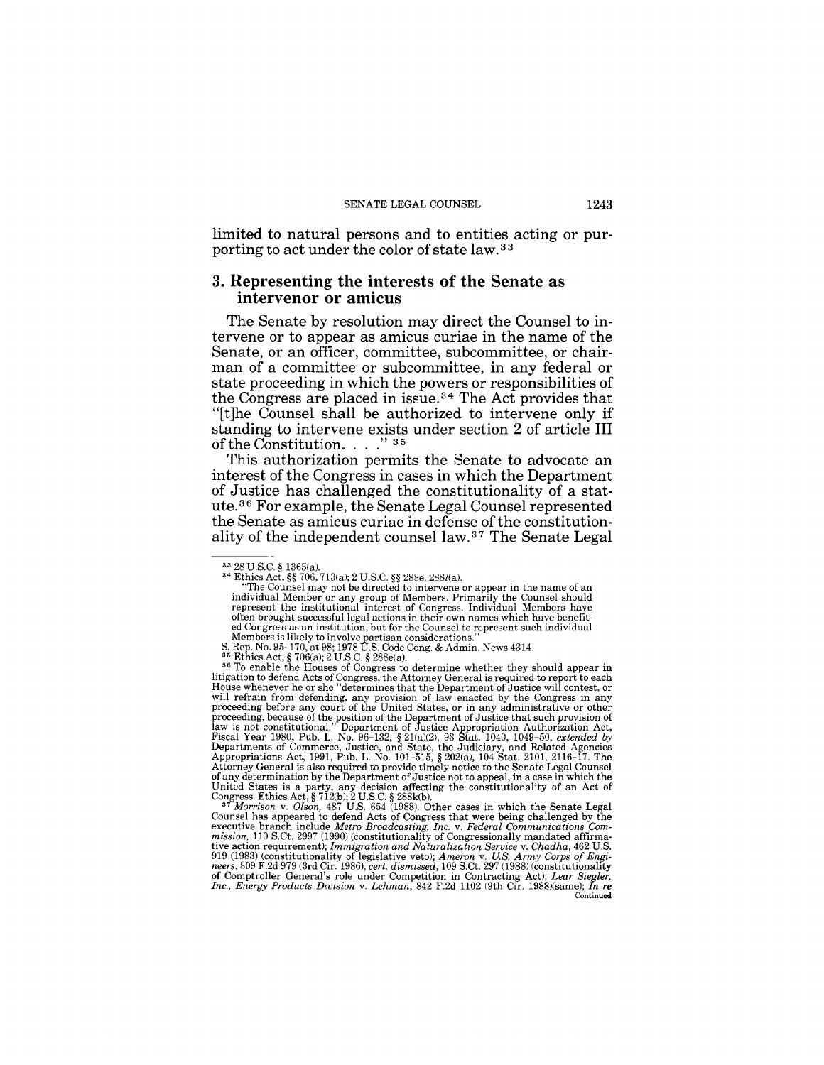limited to natural persons and to entities acting or purporting to act under the color of state law.[33]

### 3. Representing the interests of the Senate as intervenor or amicus

The Senate by resolution may direct the Counsel to intervene or to appear as amicus curiae in the name of the Senate, or an officer, committee, subcommittee, or chairman of a committee or subcommittee, in any federal or state proceeding in which the powers or responsibilities of the Congress are placed in issue.[34] The Act provides that "[t]he Counsel shall be authorized to intervene only if standing to intervene exists under section 2 of article III of the Constitution. . . ."[35]

This authorization permits the Senate to advocate an interest of the Congress in cases in which the Department of Justice has challenged the constitutionality of a statute.[36] For example, the Senate Legal Counsel represented the Senate as amicus curiae in defense of the constitutionality of the independent counsel law.[37] The Senate Legal

---

[33] 28 U.S.C. § 1365(a).

[34] Ethics Act, §§ 706, 713(a); 2 U.S.C. §§ 288e, 288*l*(a).

"The Counsel may not be directed to intervene or appear in the name of an individual Member or any group of Members. Primarily the Counsel should represent the institutional interest of Congress. Individual Members have often brought successful legal actions in their own names which have benefited Congress as an institution, but for the Counsel to represent such individual Members is likely to involve partisan considerations."

S. Rep. No. 95-170, at 98; 1978 U.S. Code Cong. & Admin. News 4314.

[35] Ethics Act, § 706(a); 2 U.S.C. § 288e(a).

[36] To enable the Houses of Congress to determine whether they should appear in litigation to defend Acts of Congress, the Attorney General is required to report to each House whenever he or she "determines that the Department of Justice will contest, or will refrain from defending, any provision of law enacted by the Congress in any proceeding before any court of the United States, or in any administrative or other proceeding, because of the position of the Department of Justice that such provision of law is not constitutional." Department of Justice Appropriation Authorization Act, Fiscal Year 1980, Pub. L. No. 96-132, § 21(a)(2), 93 Stat. 1040, 1049-50, *extended by* Departments of Commerce, Justice, and State, the Judiciary, and Related Agencies Appropriations Act, 1991, Pub. L. No. 101-515, § 202(a), 104 Stat. 2101, 2116-17. The Attorney General is also required to provide timely notice to the Senate Legal Counsel of any determination by the Department of Justice not to appeal, in a case in which the United States is a party, any decision affecting the constitutionality of an Act of Congress. Ethics Act, § 712(b); 2 U.S.C. § 288k(b).

[37] *Morrison* v. *Olson*, 487 U.S. 654 (1988). Other cases in which the Senate Legal Counsel has appeared to defend Acts of Congress that were being challenged by the executive branch include *Metro Broadcasting, Inc.* v. *Federal Communications Commission*, 110 S.Ct. 2997 (1990) (constitutionality of Congressionally mandated affirmative action requirement); *Immigration and Naturalization Service* v. *Chadha*, 462 U.S. 919 (1983) (constitutionality of legislative veto); *Ameron* v. *U.S. Army Corps of Engineers*, 809 F.2d 979 (3rd Cir. 1986), *cert. dismissed*, 109 S.Ct. 297 (1988) (constitutionality of Comptroller General's role under Competition in Contracting Act); *Lear Siegler, Inc., Energy Products Division* v. *Lehman*, 842 F.2d 1102 (9th Cir. 1988)(same); *In re*

Continued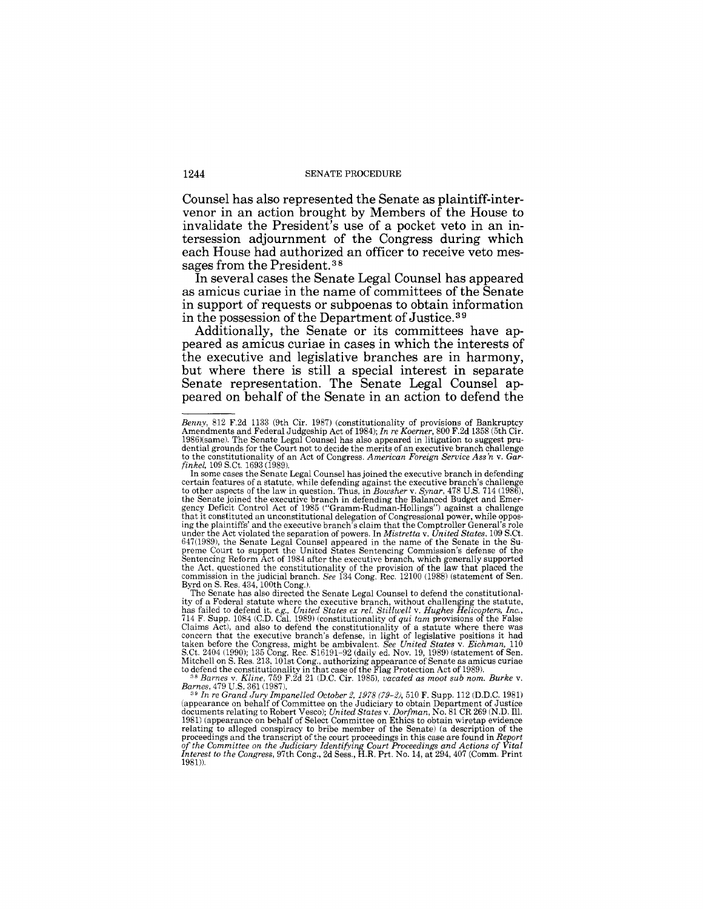Counsel has also represented the Senate as plaintiff-intervenor in an action brought by Members of the House to invalidate the President's use of a pocket veto in an intersession adjournment of the Congress during which each House had authorized an officer to receive veto messages from the President.[38]

In several cases the Senate Legal Counsel has appeared as amicus curiae in the name of committees of the Senate in support of requests or subpoenas to obtain information in the possession of the Department of Justice.[39]

Additionally, the Senate or its committees have appeared as amicus curiae in cases in which the interests of the executive and legislative branches are in harmony, but where there is still a special interest in separate Senate representation. The Senate Legal Counsel appeared on behalf of the Senate in an action to defend the

---

*Benny*, 812 F.2d 1133 (9th Cir. 1987) (constitutionality of provisions of Bankruptcy Amendments and Federal Judgeship Act of 1984); *In re Koerner*, 800 F.2d 1358 (5th Cir. 1986)(same). The Senate Legal Counsel has also appeared in litigation to suggest prudential grounds for the Court not to decide the merits of an executive branch challenge to the constitutionality of an Act of Congress. *American Foreign Service Ass'n* v. *Garfinkel*, 109 S.Ct. 1693 (1989).

In some cases the Senate Legal Counsel has joined the executive branch in defending certain features of a statute, while defending against the executive branch's challenge to other aspects of the law in question. Thus, in *Bowsher* v. *Synar*, 478 U.S. 714 (1986), the Senate joined the executive branch in defending the Balanced Budget and Emergency Deficit Control Act of 1985 ("Gramm-Rudman-Hollings") against a challenge that it constituted an unconstitutional delegation of Congressional power, while opposing the plaintiffs' and the executive branch's claim that the Comptroller General's role under the Act violated the separation of powers. In *Mistretta* v. *United States*, 109 S.Ct. 647(1989), the Senate Legal Counsel appeared in the name of the Senate in the Supreme Court to support the United States Sentencing Commission's defense of the Sentencing Reform Act of 1984 after the executive branch, which generally supported the Act, questioned the constitutionality of the provision of the law that placed the commission in the judicial branch. *See* 134 Cong. Rec. 12100 (1988) (statement of Sen. Byrd on S. Res. 434, 100th Cong.).

The Senate has also directed the Senate Legal Counsel to defend the constitutionality of a Federal statute where the executive branch, without challenging the statute, has failed to defend it, *e.g., United States ex rel. Stillwell* v. *Hughes Helicopters, Inc.*, 714 F. Supp. 1084 (C.D. Cal. 1989) (constitutionality of *qui tam* provisions of the False Claims Act), and also to defend the constitutionality of a statute where there was concern that the executive branch's defense, in light of legislative positions it had taken before the Congress, might be ambivalent. *See United States* v. *Eichman*, 110 S.Ct. 2404 (1990); 135 Cong. Rec. S16191–92 (daily ed. Nov. 19, 1989) (statement of Sen. Mitchell on S. Res. 213, 101st Cong., authorizing appearance of Senate as amicus curiae to defend the constitutionality in that case of the Flag Protection Act of 1989).

[38] *Barnes* v. *Kline*, 759 F.2d 21 (D.C. Cir. 1985), *vacated as moot sub nom. Burke* v. *Barnes*, 479 U.S. 361 (1987).

[39] *In re Grand Jury Impanelled October 2, 1978 (79–2)*, 510 F. Supp. 112 (D.D.C. 1981) (appearance on behalf of Committee on the Judiciary to obtain Department of Justice documents relating to Robert Vesco); *United States* v. *Dorfman*, No. 81 CR 269 (N.D. Ill. 1981) (appearance on behalf of Select Committee on Ethics to obtain wiretap evidence relating to alleged conspiracy to bribe member of the Senate) (a description of the proceedings and the transcript of the court proceedings in this case are found in *Report of the Committee on the Judiciary Identifying Court Proceedings and Actions of Vital Interest to the Congress*, 97th Cong., 2d Sess., H.R. Prt. No. 14, at 294, 407 (Comm. Print 1981)).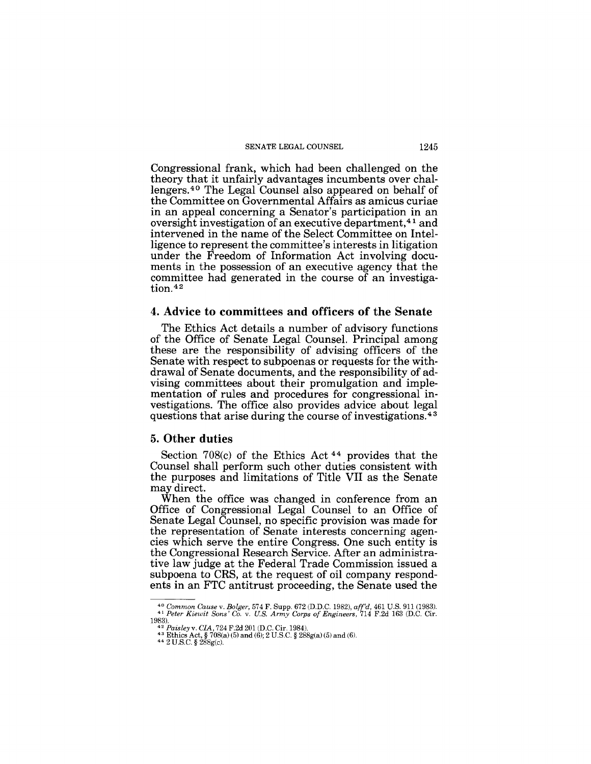Congressional frank, which had been challenged on the theory that it unfairly advantages incumbents over challengers.[40] The Legal Counsel also appeared on behalf of the Committee on Governmental Affairs as amicus curiae in an appeal concerning a Senator's participation in an oversight investigation of an executive department,[41] and intervened in the name of the Select Committee on Intelligence to represent the committee's interests in litigation under the Freedom of Information Act involving documents in the possession of an executive agency that the committee had generated in the course of an investigation.[42]

### 4. Advice to committees and officers of the Senate

The Ethics Act details a number of advisory functions of the Office of Senate Legal Counsel. Principal among these are the responsibility of advising officers of the Senate with respect to subpoenas or requests for the withdrawal of Senate documents, and the responsibility of advising committees about their promulgation and implementation of rules and procedures for congressional investigations. The office also provides advice about legal questions that arise during the course of investigations.[43]

### 5. Other duties

Section 708(c) of the Ethics Act [44] provides that the Counsel shall perform such other duties consistent with the purposes and limitations of Title VII as the Senate may direct.

When the office was changed in conference from an Office of Congressional Legal Counsel to an Office of Senate Legal Counsel, no specific provision was made for the representation of Senate interests concerning agencies which serve the entire Congress. One such entity is the Congressional Research Service. After an administrative law judge at the Federal Trade Commission issued a subpoena to CRS, at the request of oil company respondents in an FTC antitrust proceeding, the Senate used the

---

[40] *Common Cause* v. *Bolger*, 574 F. Supp. 672 (D.D.C. 1982), *aff'd*, 461 U.S. 911 (1983).

[41] *Peter Kiewit Sons' Co.* v. *U.S. Army Corps of Engineers*, 714 F.2d 163 (D.C. Cir. 1983).

[42] *Paisley* v. *CIA*, 724 F.2d 201 (D.C. Cir. 1984).

[43] Ethics Act, § 708(a)(5) and (6); 2 U.S.C. § 288g(a)(5) and (6).

[44] 2 U.S.C. § 288g(c).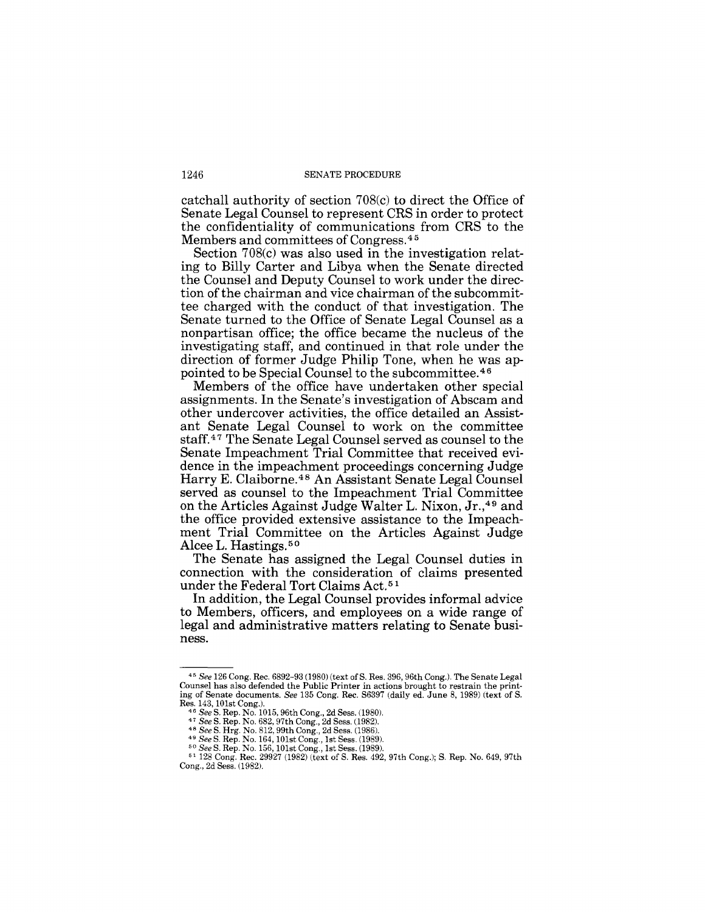catchall authority of section 708(c) to direct the Office of Senate Legal Counsel to represent CRS in order to protect the confidentiality of communications from CRS to the Members and committees of Congress.[45]

Section 708(c) was also used in the investigation relating to Billy Carter and Libya when the Senate directed the Counsel and Deputy Counsel to work under the direction of the chairman and vice chairman of the subcommittee charged with the conduct of that investigation. The Senate turned to the Office of Senate Legal Counsel as a nonpartisan office; the office became the nucleus of the investigating staff, and continued in that role under the direction of former Judge Philip Tone, when he was appointed to be Special Counsel to the subcommittee.[46]

Members of the office have undertaken other special assignments. In the Senate's investigation of Abscam and other undercover activities, the office detailed an Assistant Senate Legal Counsel to work on the committee staff.[47] The Senate Legal Counsel served as counsel to the Senate Impeachment Trial Committee that received evidence in the impeachment proceedings concerning Judge Harry E. Claiborne.[48] An Assistant Senate Legal Counsel served as counsel to the Impeachment Trial Committee on the Articles Against Judge Walter L. Nixon, Jr.,[49] and the office provided extensive assistance to the Impeachment Trial Committee on the Articles Against Judge Alcee L. Hastings.[50]

The Senate has assigned the Legal Counsel duties in connection with the consideration of claims presented under the Federal Tort Claims Act.[51]

In addition, the Legal Counsel provides informal advice to Members, officers, and employees on a wide range of legal and administrative matters relating to Senate business.

---

[45] *See* 126 Cong. Rec. 6892–93 (1980) (text of S. Res. 396, 96th Cong.). The Senate Legal Counsel has also defended the Public Printer in actions brought to restrain the printing of Senate documents. *See* 135 Cong. Rec. S6397 (daily ed. June 8, 1989) (text of S. Res. 143, 101st Cong.).

[46] *See* S. Rep. No. 1015, 96th Cong., 2d Sess. (1980).

[47] *See* S. Rep. No. 682, 97th Cong., 2d Sess. (1982).

[48] *See* S. Hrg. No. 812, 99th Cong., 2d Sess. (1986).

[49] *See* S. Rep. No. 164, 101st Cong., 1st Sess. (1989).

[50] *See* S. Rep. No. 156, 101st Cong., 1st Sess. (1989).

[51] 128 Cong. Rec. 29927 (1982) (text of S. Res. 492, 97th Cong.); S. Rep. No. 649, 97th Cong., 2d Sess. (1982).